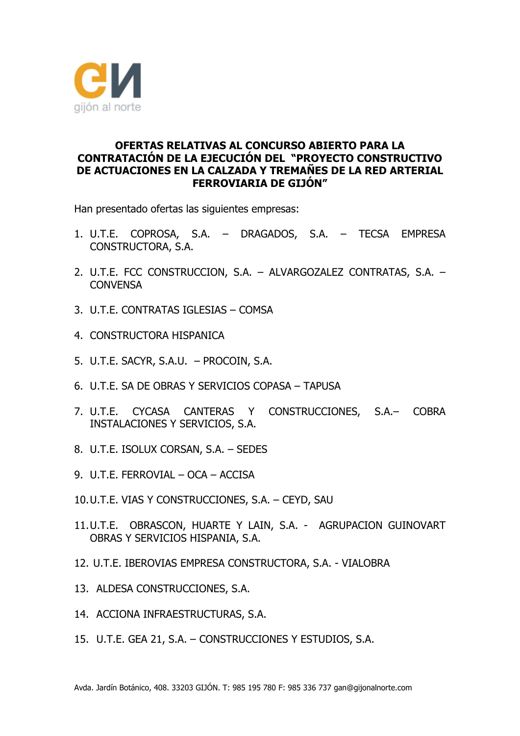gijón al norte

**OFERTAS RELATIVAS AL CONCURSO ABIERTO PARA LA CONTRATACIÓN DE LA EJECUCIÓN DEL "PROYECTO CONSTRUCTIVO DE ACTUACIONES EN LA CALZADA Y TREMAÑES DE LA RED ARTERIAL FERROVIARIA DE GIJÓN"**

Han presentado ofertas las siguientes empresas:

1. U.T.E. COPROSA, S.A. – DRAGADOS, S.A. – TECSA EMPRESA CONSTRUCTORA, S.A.
2. U.T.E. FCC CONSTRUCCION, S.A. – ALVARGOZALEZ CONTRATAS, S.A. – CONVENSA
3. U.T.E. CONTRATAS IGLESIAS – COMSA
4. CONSTRUCTORA HISPANICA
5. U.T.E. SACYR, S.A.U. – PROCOIN, S.A.
6. U.T.E. SA DE OBRAS Y SERVICIOS COPASA – TAPUSA
7. U.T.E. CYCASA CANTERAS Y CONSTRUCCIONES, S.A.– COBRA INSTALACIONES Y SERVICIOS, S.A.
8. U.T.E. ISOLUX CORSAN, S.A. – SEDES
9. U.T.E. FERROVIAL – OCA – ACCISA
10. U.T.E. VIAS Y CONSTRUCCIONES, S.A. – CEYD, SAU
11. U.T.E. OBRASCON, HUARTE Y LAIN, S.A. - AGRUPACION GUINOVART OBRAS Y SERVICIOS HISPANIA, S.A.
12. U.T.E. IBEROVIAS EMPRESA CONSTRUCTORA, S.A. - VIALOBRA
13. ALDESA CONSTRUCCIONES, S.A.
14. ACCIONA INFRAESTRUCTURAS, S.A.
15. U.T.E. GEA 21, S.A. – CONSTRUCCIONES Y ESTUDIOS, S.A.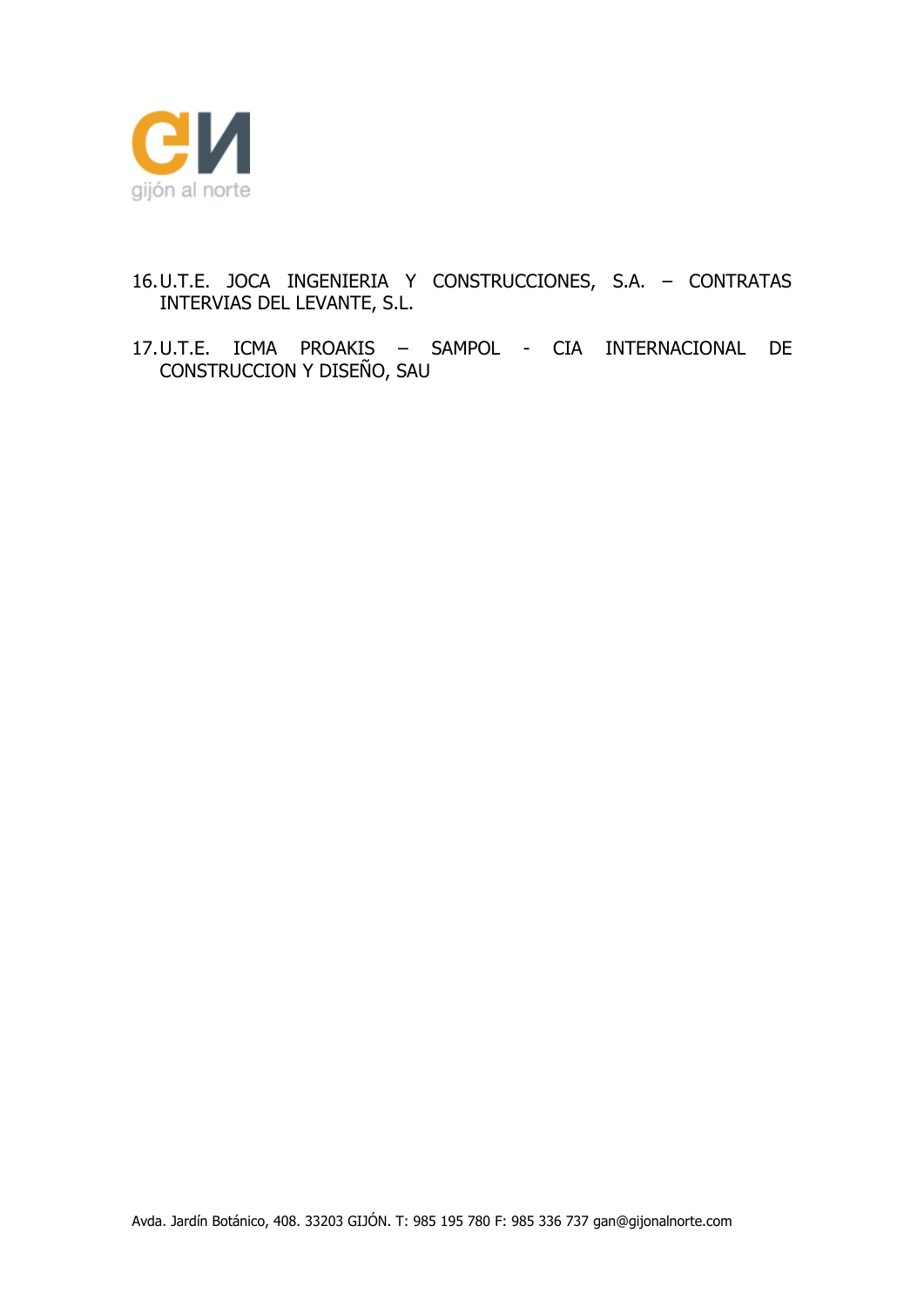16. U.T.E. JOCA INGENIERIA Y CONSTRUCCIONES, S.A. – CONTRATAS INTERVIAS DEL LEVANTE, S.L.

17. U.T.E. ICMA PROAKIS – SAMPOL - CIA INTERNACIONAL DE CONSTRUCCION Y DISEÑO, SAU